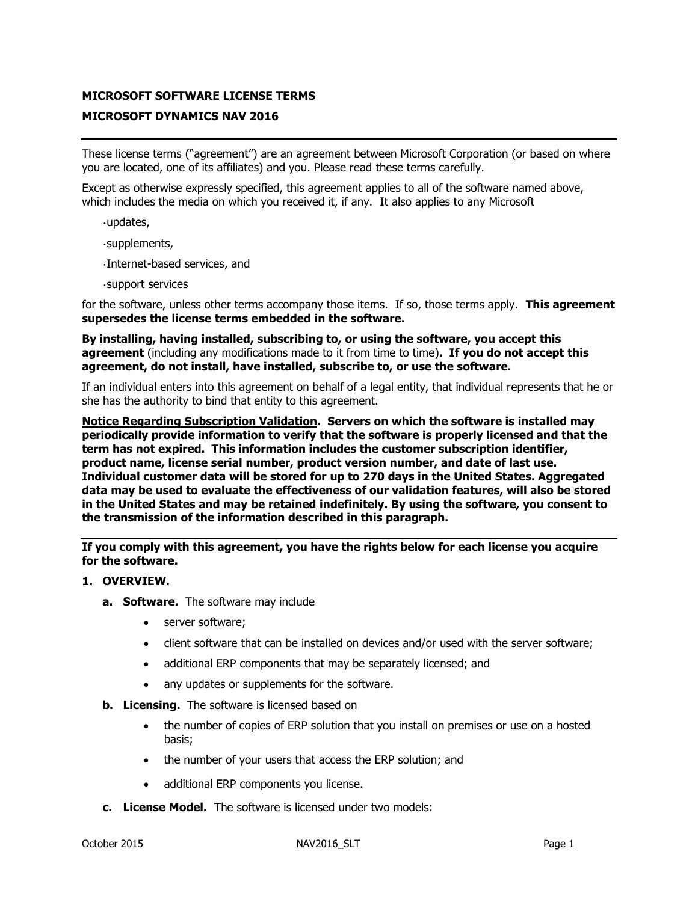**MICROSOFT SOFTWARE LICENSE TERMS**

**MICROSOFT DYNAMICS NAV 2016**

---

These license terms ("agreement") are an agreement between Microsoft Corporation (or based on where you are located, one of its affiliates) and you. Please read these terms carefully.

Except as otherwise expressly specified, this agreement applies to all of the software named above, which includes the media on which you received it, if any. It also applies to any Microsoft

- updates,
- supplements,
- Internet-based services, and
- support services

for the software, unless other terms accompany those items. If so, those terms apply. **This agreement supersedes the license terms embedded in the software.**

**By installing, having installed, subscribing to, or using the software, you accept this agreement** (including any modifications made to it from time to time)**. If you do not accept this agreement, do not install, have installed, subscribe to, or use the software.**

If an individual enters into this agreement on behalf of a legal entity, that individual represents that he or she has the authority to bind that entity to this agreement.

**Notice Regarding Subscription Validation. Servers on which the software is installed may periodically provide information to verify that the software is properly licensed and that the term has not expired. This information includes the customer subscription identifier, product name, license serial number, product version number, and date of last use. Individual customer data will be stored for up to 270 days in the United States. Aggregated data may be used to evaluate the effectiveness of our validation features, will also be stored in the United States and may be retained indefinitely. By using the software, you consent to the transmission of the information described in this paragraph.**

---

**If you comply with this agreement, you have the rights below for each license you acquire for the software.**

**1. OVERVIEW.**

**a. Software.** The software may include

- server software;
- client software that can be installed on devices and/or used with the server software;
- additional ERP components that may be separately licensed; and
- any updates or supplements for the software.

**b. Licensing.** The software is licensed based on

- the number of copies of ERP solution that you install on premises or use on a hosted basis;
- the number of your users that access the ERP solution; and
- additional ERP components you license.

**c. License Model.** The software is licensed under two models: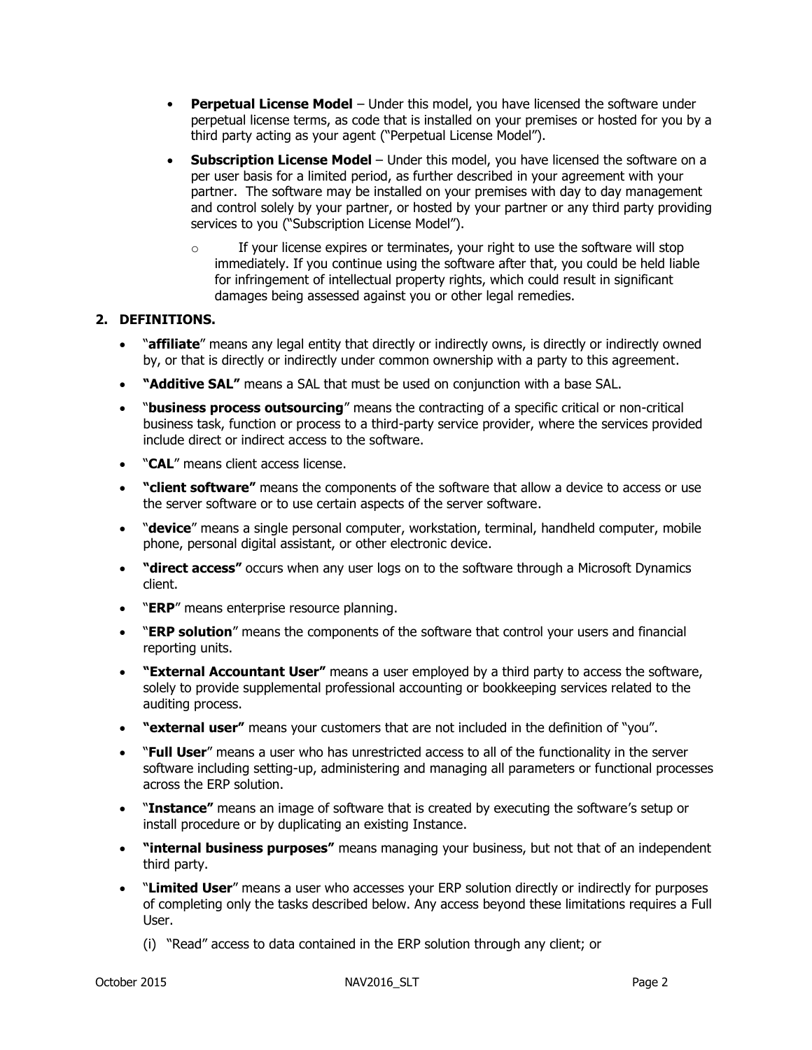- **Perpetual License Model** – Under this model, you have licensed the software under perpetual license terms, as code that is installed on your premises or hosted for you by a third party acting as your agent ("Perpetual License Model").
- **Subscription License Model** – Under this model, you have licensed the software on a per user basis for a limited period, as further described in your agreement with your partner. The software may be installed on your premises with day to day management and control solely by your partner, or hosted by your partner or any third party providing services to you ("Subscription License Model").
  - If your license expires or terminates, your right to use the software will stop immediately. If you continue using the software after that, you could be held liable for infringement of intellectual property rights, which could result in significant damages being assessed against you or other legal remedies.

## 2. DEFINITIONS.

- "**affiliate**" means any legal entity that directly or indirectly owns, is directly or indirectly owned by, or that is directly or indirectly under common ownership with a party to this agreement.
- **"Additive SAL"** means a SAL that must be used on conjunction with a base SAL.
- "**business process outsourcing**" means the contracting of a specific critical or non-critical business task, function or process to a third-party service provider, where the services provided include direct or indirect access to the software.
- "**CAL**" means client access license.
- **"client software"** means the components of the software that allow a device to access or use the server software or to use certain aspects of the server software.
- "**device**" means a single personal computer, workstation, terminal, handheld computer, mobile phone, personal digital assistant, or other electronic device.
- **"direct access"** occurs when any user logs on to the software through a Microsoft Dynamics client.
- "**ERP**" means enterprise resource planning.
- "**ERP solution**" means the components of the software that control your users and financial reporting units.
- **"External Accountant User"** means a user employed by a third party to access the software, solely to provide supplemental professional accounting or bookkeeping services related to the auditing process.
- **"external user"** means your customers that are not included in the definition of "you".
- "**Full User**" means a user who has unrestricted access to all of the functionality in the server software including setting-up, administering and managing all parameters or functional processes across the ERP solution.
- "**Instance"** means an image of software that is created by executing the software's setup or install procedure or by duplicating an existing Instance.
- **"internal business purposes"** means managing your business, but not that of an independent third party.
- "**Limited User**" means a user who accesses your ERP solution directly or indirectly for purposes of completing only the tasks described below. Any access beyond these limitations requires a Full User.

  (i) "Read" access to data contained in the ERP solution through any client; or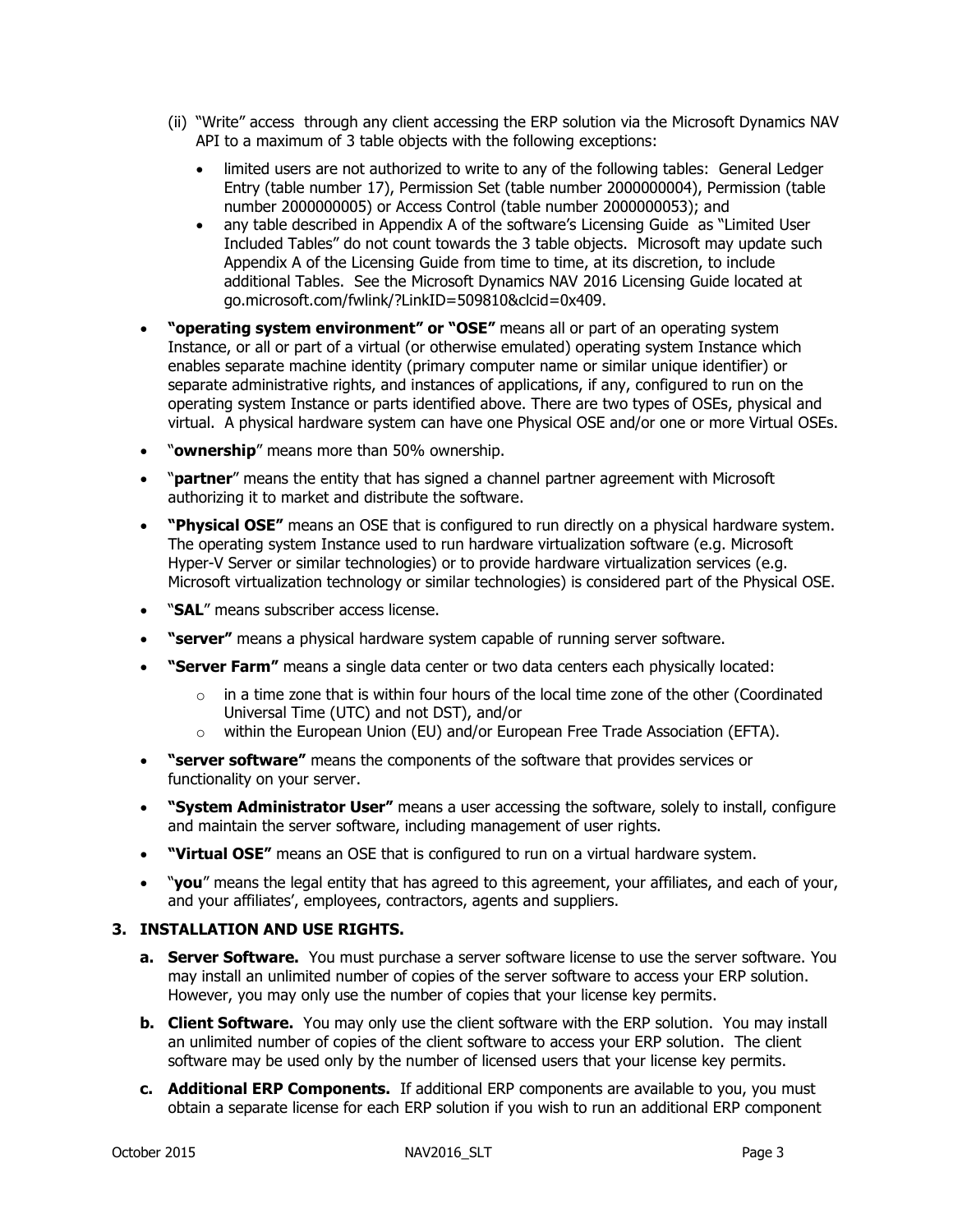(ii) "Write" access through any client accessing the ERP solution via the Microsoft Dynamics NAV API to a maximum of 3 table objects with the following exceptions:

- limited users are not authorized to write to any of the following tables: General Ledger Entry (table number 17), Permission Set (table number 2000000004), Permission (table number 2000000005) or Access Control (table number 2000000053); and
- any table described in Appendix A of the software's Licensing Guide as "Limited User Included Tables" do not count towards the 3 table objects. Microsoft may update such Appendix A of the Licensing Guide from time to time, at its discretion, to include additional Tables. See the Microsoft Dynamics NAV 2016 Licensing Guide located at go.microsoft.com/fwlink/?LinkID=509810&clcid=0x409.

- **"operating system environment" or "OSE"** means all or part of an operating system Instance, or all or part of a virtual (or otherwise emulated) operating system Instance which enables separate machine identity (primary computer name or similar unique identifier) or separate administrative rights, and instances of applications, if any, configured to run on the operating system Instance or parts identified above. There are two types of OSEs, physical and virtual. A physical hardware system can have one Physical OSE and/or one or more Virtual OSEs.
- "**ownership**" means more than 50% ownership.
- "**partner**" means the entity that has signed a channel partner agreement with Microsoft authorizing it to market and distribute the software.
- **"Physical OSE"** means an OSE that is configured to run directly on a physical hardware system. The operating system Instance used to run hardware virtualization software (e.g. Microsoft Hyper-V Server or similar technologies) or to provide hardware virtualization services (e.g. Microsoft virtualization technology or similar technologies) is considered part of the Physical OSE.
- "**SAL**" means subscriber access license.
- **"server"** means a physical hardware system capable of running server software.
- **"Server Farm"** means a single data center or two data centers each physically located:
  - in a time zone that is within four hours of the local time zone of the other (Coordinated Universal Time (UTC) and not DST), and/or
  - within the European Union (EU) and/or European Free Trade Association (EFTA).
- **"server software"** means the components of the software that provides services or functionality on your server.
- **"System Administrator User"** means a user accessing the software, solely to install, configure and maintain the server software, including management of user rights.
- **"Virtual OSE"** means an OSE that is configured to run on a virtual hardware system.
- "**you**" means the legal entity that has agreed to this agreement, your affiliates, and each of your, and your affiliates', employees, contractors, agents and suppliers.

## 3. INSTALLATION AND USE RIGHTS.

**a. Server Software.** You must purchase a server software license to use the server software. You may install an unlimited number of copies of the server software to access your ERP solution. However, you may only use the number of copies that your license key permits.

**b. Client Software.** You may only use the client software with the ERP solution. You may install an unlimited number of copies of the client software to access your ERP solution. The client software may be used only by the number of licensed users that your license key permits.

**c. Additional ERP Components.** If additional ERP components are available to you, you must obtain a separate license for each ERP solution if you wish to run an additional ERP component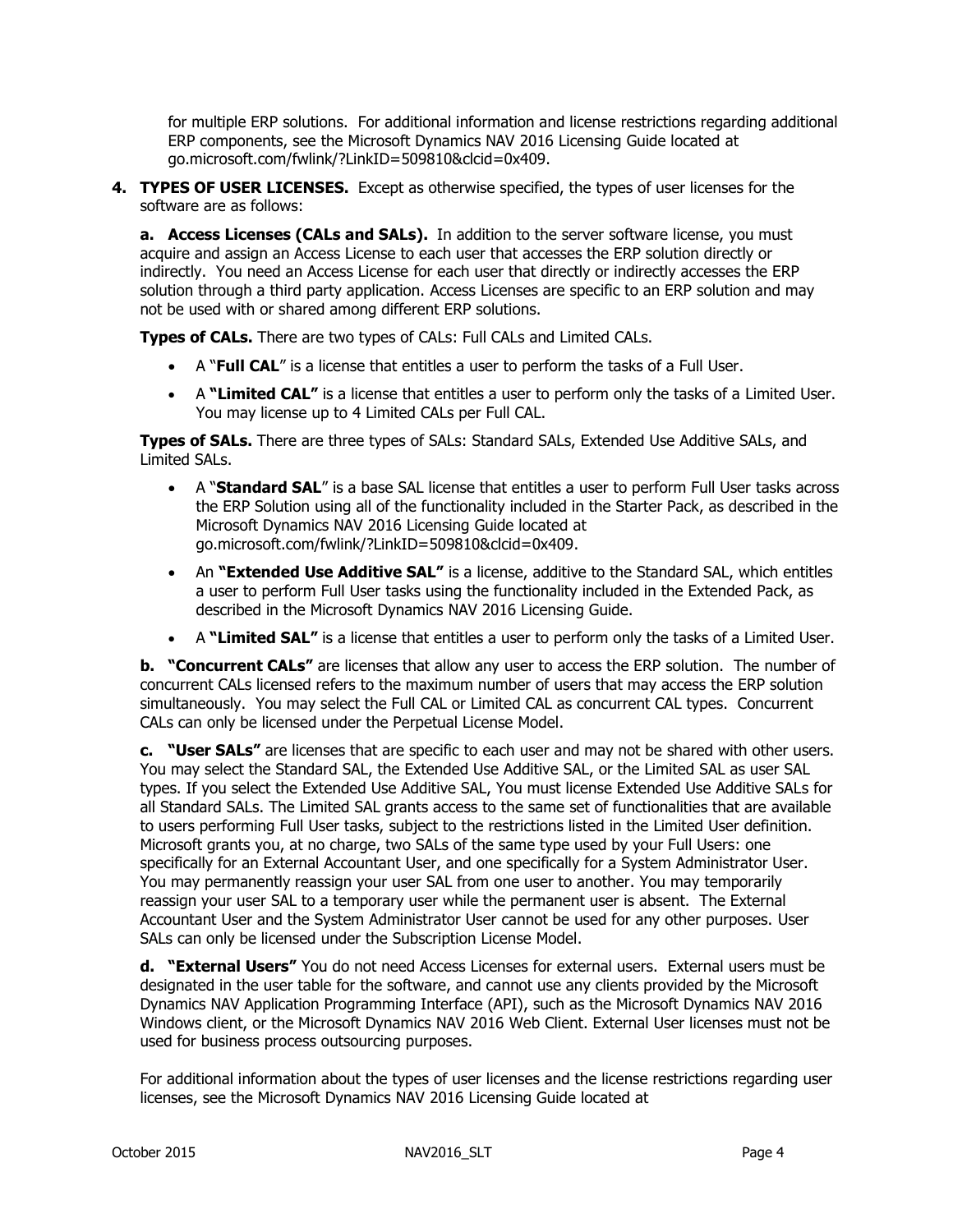for multiple ERP solutions. For additional information and license restrictions regarding additional ERP components, see the Microsoft Dynamics NAV 2016 Licensing Guide located at go.microsoft.com/fwlink/?LinkID=509810&clcid=0x409.

**4. TYPES OF USER LICENSES.** Except as otherwise specified, the types of user licenses for the software are as follows:

**a. Access Licenses (CALs and SALs).** In addition to the server software license, you must acquire and assign an Access License to each user that accesses the ERP solution directly or indirectly. You need an Access License for each user that directly or indirectly accesses the ERP solution through a third party application. Access Licenses are specific to an ERP solution and may not be used with or shared among different ERP solutions.

**Types of CALs.** There are two types of CALs: Full CALs and Limited CALs.

- A "**Full CAL**" is a license that entitles a user to perform the tasks of a Full User.
- A **"Limited CAL"** is a license that entitles a user to perform only the tasks of a Limited User. You may license up to 4 Limited CALs per Full CAL.

**Types of SALs.** There are three types of SALs: Standard SALs, Extended Use Additive SALs, and Limited SALs.

- A "**Standard SAL**" is a base SAL license that entitles a user to perform Full User tasks across the ERP Solution using all of the functionality included in the Starter Pack, as described in the Microsoft Dynamics NAV 2016 Licensing Guide located at go.microsoft.com/fwlink/?LinkID=509810&clcid=0x409.
- An **"Extended Use Additive SAL"** is a license, additive to the Standard SAL, which entitles a user to perform Full User tasks using the functionality included in the Extended Pack, as described in the Microsoft Dynamics NAV 2016 Licensing Guide.
- A **"Limited SAL"** is a license that entitles a user to perform only the tasks of a Limited User.

**b. "Concurrent CALs"** are licenses that allow any user to access the ERP solution. The number of concurrent CALs licensed refers to the maximum number of users that may access the ERP solution simultaneously. You may select the Full CAL or Limited CAL as concurrent CAL types. Concurrent CALs can only be licensed under the Perpetual License Model.

**c. "User SALs"** are licenses that are specific to each user and may not be shared with other users. You may select the Standard SAL, the Extended Use Additive SAL, or the Limited SAL as user SAL types. If you select the Extended Use Additive SAL, You must license Extended Use Additive SALs for all Standard SALs. The Limited SAL grants access to the same set of functionalities that are available to users performing Full User tasks, subject to the restrictions listed in the Limited User definition. Microsoft grants you, at no charge, two SALs of the same type used by your Full Users: one specifically for an External Accountant User, and one specifically for a System Administrator User. You may permanently reassign your user SAL from one user to another. You may temporarily reassign your user SAL to a temporary user while the permanent user is absent. The External Accountant User and the System Administrator User cannot be used for any other purposes. User SALs can only be licensed under the Subscription License Model.

**d. "External Users"** You do not need Access Licenses for external users. External users must be designated in the user table for the software, and cannot use any clients provided by the Microsoft Dynamics NAV Application Programming Interface (API), such as the Microsoft Dynamics NAV 2016 Windows client, or the Microsoft Dynamics NAV 2016 Web Client. External User licenses must not be used for business process outsourcing purposes.

For additional information about the types of user licenses and the license restrictions regarding user licenses, see the Microsoft Dynamics NAV 2016 Licensing Guide located at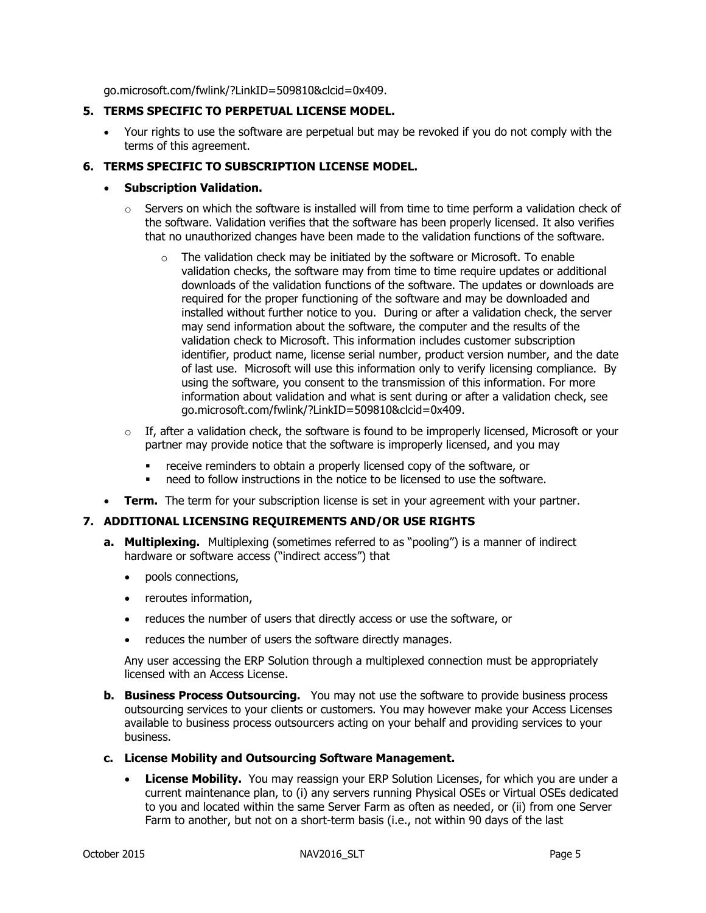go.microsoft.com/fwlink/?LinkID=509810&clcid=0x409.

**5. TERMS SPECIFIC TO PERPETUAL LICENSE MODEL.**

- Your rights to use the software are perpetual but may be revoked if you do not comply with the terms of this agreement.

**6. TERMS SPECIFIC TO SUBSCRIPTION LICENSE MODEL.**

- **Subscription Validation.**
  - Servers on which the software is installed will from time to time perform a validation check of the software. Validation verifies that the software has been properly licensed. It also verifies that no unauthorized changes have been made to the validation functions of the software.
    - The validation check may be initiated by the software or Microsoft. To enable validation checks, the software may from time to time require updates or additional downloads of the validation functions of the software. The updates or downloads are required for the proper functioning of the software and may be downloaded and installed without further notice to you. During or after a validation check, the server may send information about the software, the computer and the results of the validation check to Microsoft. This information includes customer subscription identifier, product name, license serial number, product version number, and the date of last use. Microsoft will use this information only to verify licensing compliance. By using the software, you consent to the transmission of this information. For more information about validation and what is sent during or after a validation check, see go.microsoft.com/fwlink/?LinkID=509810&clcid=0x409.
  - If, after a validation check, the software is found to be improperly licensed, Microsoft or your partner may provide notice that the software is improperly licensed, and you may
    - receive reminders to obtain a properly licensed copy of the software, or
    - need to follow instructions in the notice to be licensed to use the software.
- **Term.** The term for your subscription license is set in your agreement with your partner.

**7. ADDITIONAL LICENSING REQUIREMENTS AND/OR USE RIGHTS**

**a. Multiplexing.** Multiplexing (sometimes referred to as "pooling") is a manner of indirect hardware or software access ("indirect access") that

- pools connections,
- reroutes information,
- reduces the number of users that directly access or use the software, or
- reduces the number of users the software directly manages.

Any user accessing the ERP Solution through a multiplexed connection must be appropriately licensed with an Access License.

**b. Business Process Outsourcing.** You may not use the software to provide business process outsourcing services to your clients or customers. You may however make your Access Licenses available to business process outsourcers acting on your behalf and providing services to your business.

**c. License Mobility and Outsourcing Software Management.**

- **License Mobility.** You may reassign your ERP Solution Licenses, for which you are under a current maintenance plan, to (i) any servers running Physical OSEs or Virtual OSEs dedicated to you and located within the same Server Farm as often as needed, or (ii) from one Server Farm to another, but not on a short-term basis (i.e., not within 90 days of the last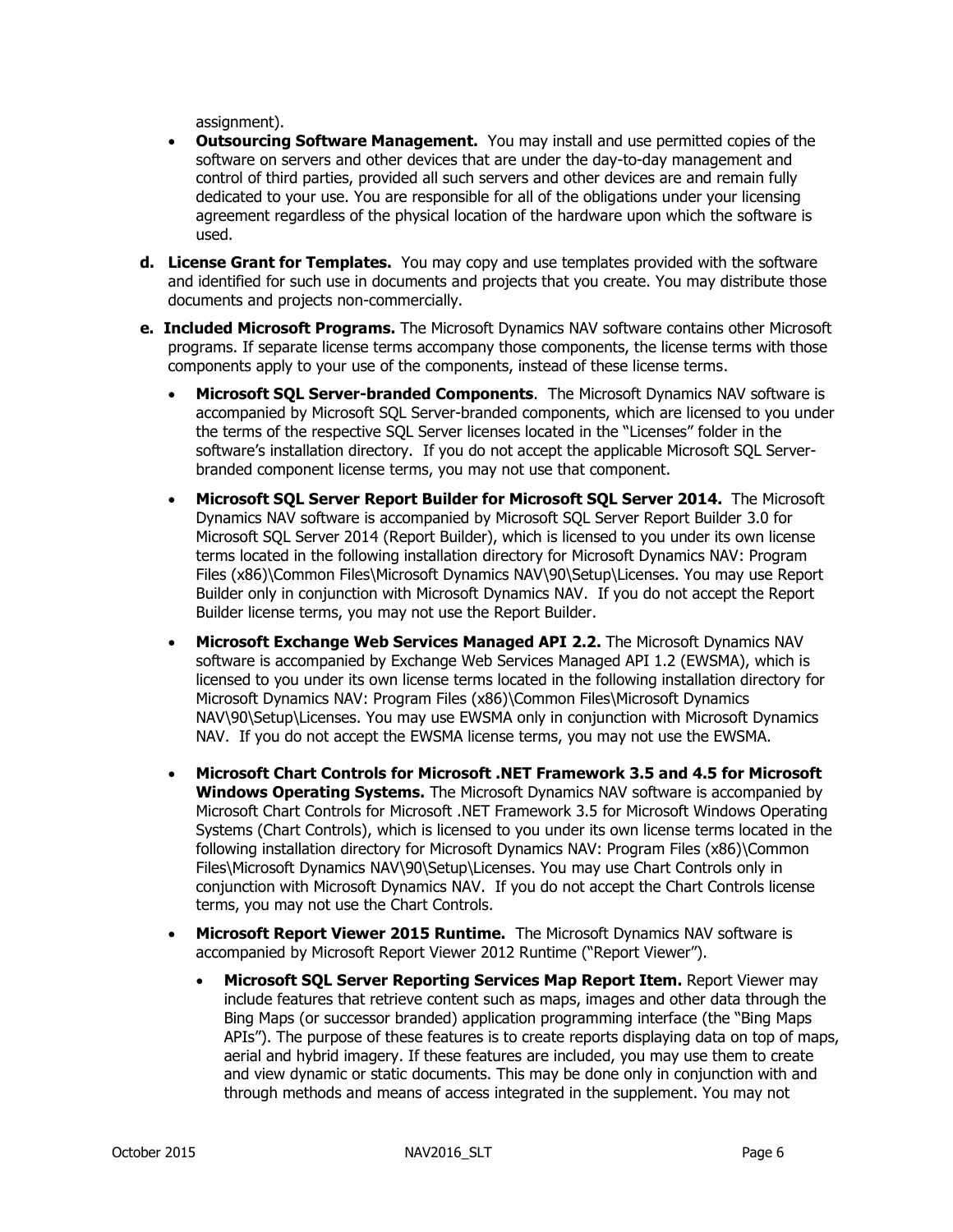assignment).

- **Outsourcing Software Management.** You may install and use permitted copies of the software on servers and other devices that are under the day-to-day management and control of third parties, provided all such servers and other devices are and remain fully dedicated to your use. You are responsible for all of the obligations under your licensing agreement regardless of the physical location of the hardware upon which the software is used.

**d. License Grant for Templates.** You may copy and use templates provided with the software and identified for such use in documents and projects that you create. You may distribute those documents and projects non-commercially.

**e. Included Microsoft Programs.** The Microsoft Dynamics NAV software contains other Microsoft programs. If separate license terms accompany those components, the license terms with those components apply to your use of the components, instead of these license terms.

- **Microsoft SQL Server-branded Components**. The Microsoft Dynamics NAV software is accompanied by Microsoft SQL Server-branded components, which are licensed to you under the terms of the respective SQL Server licenses located in the "Licenses" folder in the software's installation directory. If you do not accept the applicable Microsoft SQL Server-branded component license terms, you may not use that component.

- **Microsoft SQL Server Report Builder for Microsoft SQL Server 2014.** The Microsoft Dynamics NAV software is accompanied by Microsoft SQL Server Report Builder 3.0 for Microsoft SQL Server 2014 (Report Builder), which is licensed to you under its own license terms located in the following installation directory for Microsoft Dynamics NAV: Program Files (x86)\Common Files\Microsoft Dynamics NAV\90\Setup\Licenses. You may use Report Builder only in conjunction with Microsoft Dynamics NAV. If you do not accept the Report Builder license terms, you may not use the Report Builder.

- **Microsoft Exchange Web Services Managed API 2.2.** The Microsoft Dynamics NAV software is accompanied by Exchange Web Services Managed API 1.2 (EWSMA), which is licensed to you under its own license terms located in the following installation directory for Microsoft Dynamics NAV: Program Files (x86)\Common Files\Microsoft Dynamics NAV\90\Setup\Licenses. You may use EWSMA only in conjunction with Microsoft Dynamics NAV. If you do not accept the EWSMA license terms, you may not use the EWSMA.

- **Microsoft Chart Controls for Microsoft .NET Framework 3.5 and 4.5 for Microsoft Windows Operating Systems.** The Microsoft Dynamics NAV software is accompanied by Microsoft Chart Controls for Microsoft .NET Framework 3.5 for Microsoft Windows Operating Systems (Chart Controls), which is licensed to you under its own license terms located in the following installation directory for Microsoft Dynamics NAV: Program Files (x86)\Common Files\Microsoft Dynamics NAV\90\Setup\Licenses. You may use Chart Controls only in conjunction with Microsoft Dynamics NAV. If you do not accept the Chart Controls license terms, you may not use the Chart Controls.

- **Microsoft Report Viewer 2015 Runtime.** The Microsoft Dynamics NAV software is accompanied by Microsoft Report Viewer 2012 Runtime ("Report Viewer").

  - **Microsoft SQL Server Reporting Services Map Report Item.** Report Viewer may include features that retrieve content such as maps, images and other data through the Bing Maps (or successor branded) application programming interface (the "Bing Maps APIs"). The purpose of these features is to create reports displaying data on top of maps, aerial and hybrid imagery. If these features are included, you may use them to create and view dynamic or static documents. This may be done only in conjunction with and through methods and means of access integrated in the supplement. You may not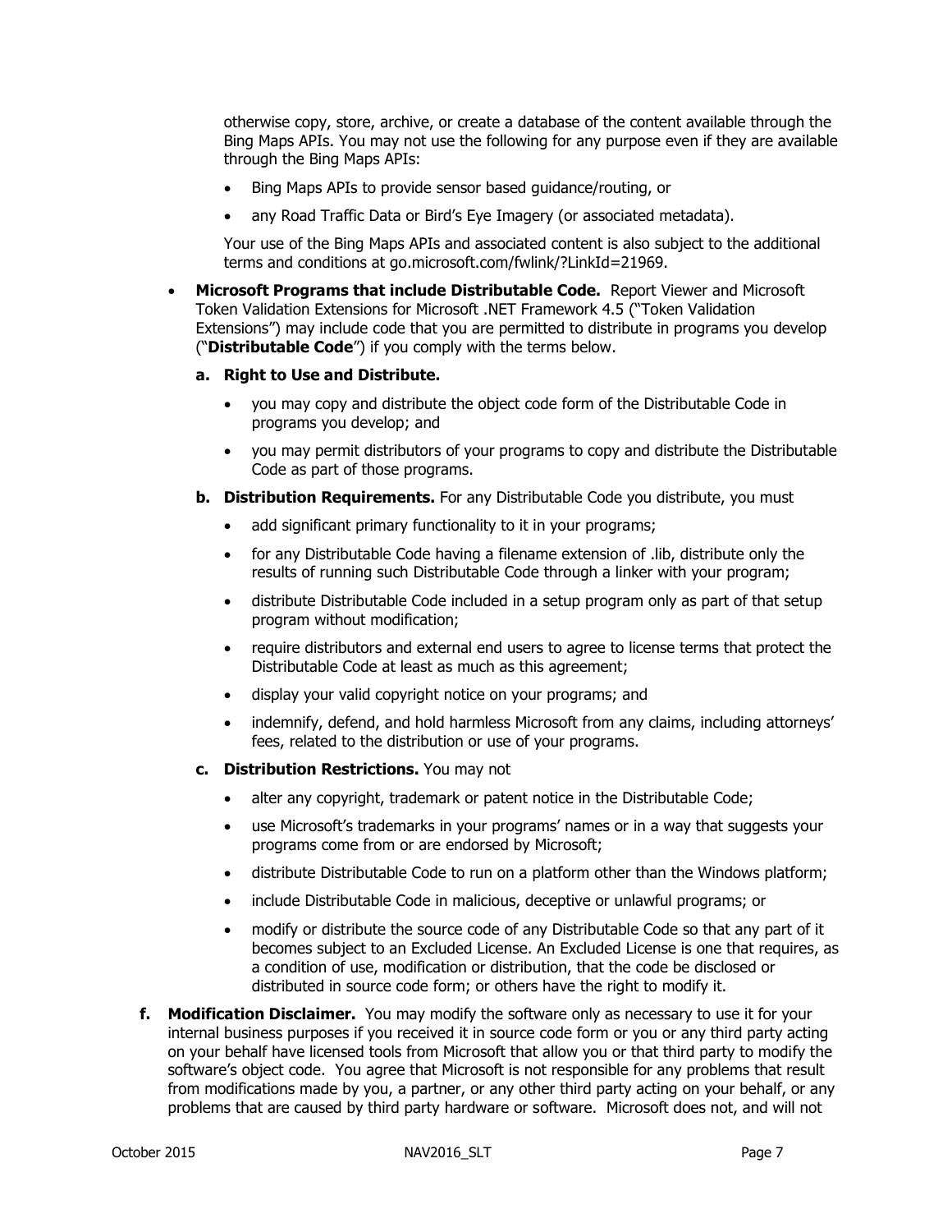otherwise copy, store, archive, or create a database of the content available through the Bing Maps APIs. You may not use the following for any purpose even if they are available through the Bing Maps APIs:

- Bing Maps APIs to provide sensor based guidance/routing, or
- any Road Traffic Data or Bird's Eye Imagery (or associated metadata).

Your use of the Bing Maps APIs and associated content is also subject to the additional terms and conditions at go.microsoft.com/fwlink/?LinkId=21969.

- **Microsoft Programs that include Distributable Code.** Report Viewer and Microsoft Token Validation Extensions for Microsoft .NET Framework 4.5 ("Token Validation Extensions") may include code that you are permitted to distribute in programs you develop ("**Distributable Code**") if you comply with the terms below.

  **a. Right to Use and Distribute.**

  - you may copy and distribute the object code form of the Distributable Code in programs you develop; and
  - you may permit distributors of your programs to copy and distribute the Distributable Code as part of those programs.

  **b. Distribution Requirements.** For any Distributable Code you distribute, you must

  - add significant primary functionality to it in your programs;
  - for any Distributable Code having a filename extension of .lib, distribute only the results of running such Distributable Code through a linker with your program;
  - distribute Distributable Code included in a setup program only as part of that setup program without modification;
  - require distributors and external end users to agree to license terms that protect the Distributable Code at least as much as this agreement;
  - display your valid copyright notice on your programs; and
  - indemnify, defend, and hold harmless Microsoft from any claims, including attorneys' fees, related to the distribution or use of your programs.

  **c. Distribution Restrictions.** You may not

  - alter any copyright, trademark or patent notice in the Distributable Code;
  - use Microsoft's trademarks in your programs' names or in a way that suggests your programs come from or are endorsed by Microsoft;
  - distribute Distributable Code to run on a platform other than the Windows platform;
  - include Distributable Code in malicious, deceptive or unlawful programs; or
  - modify or distribute the source code of any Distributable Code so that any part of it becomes subject to an Excluded License. An Excluded License is one that requires, as a condition of use, modification or distribution, that the code be disclosed or distributed in source code form; or others have the right to modify it.

**f. Modification Disclaimer.** You may modify the software only as necessary to use it for your internal business purposes if you received it in source code form or you or any third party acting on your behalf have licensed tools from Microsoft that allow you or that third party to modify the software's object code. You agree that Microsoft is not responsible for any problems that result from modifications made by you, a partner, or any other third party acting on your behalf, or any problems that are caused by third party hardware or software. Microsoft does not, and will not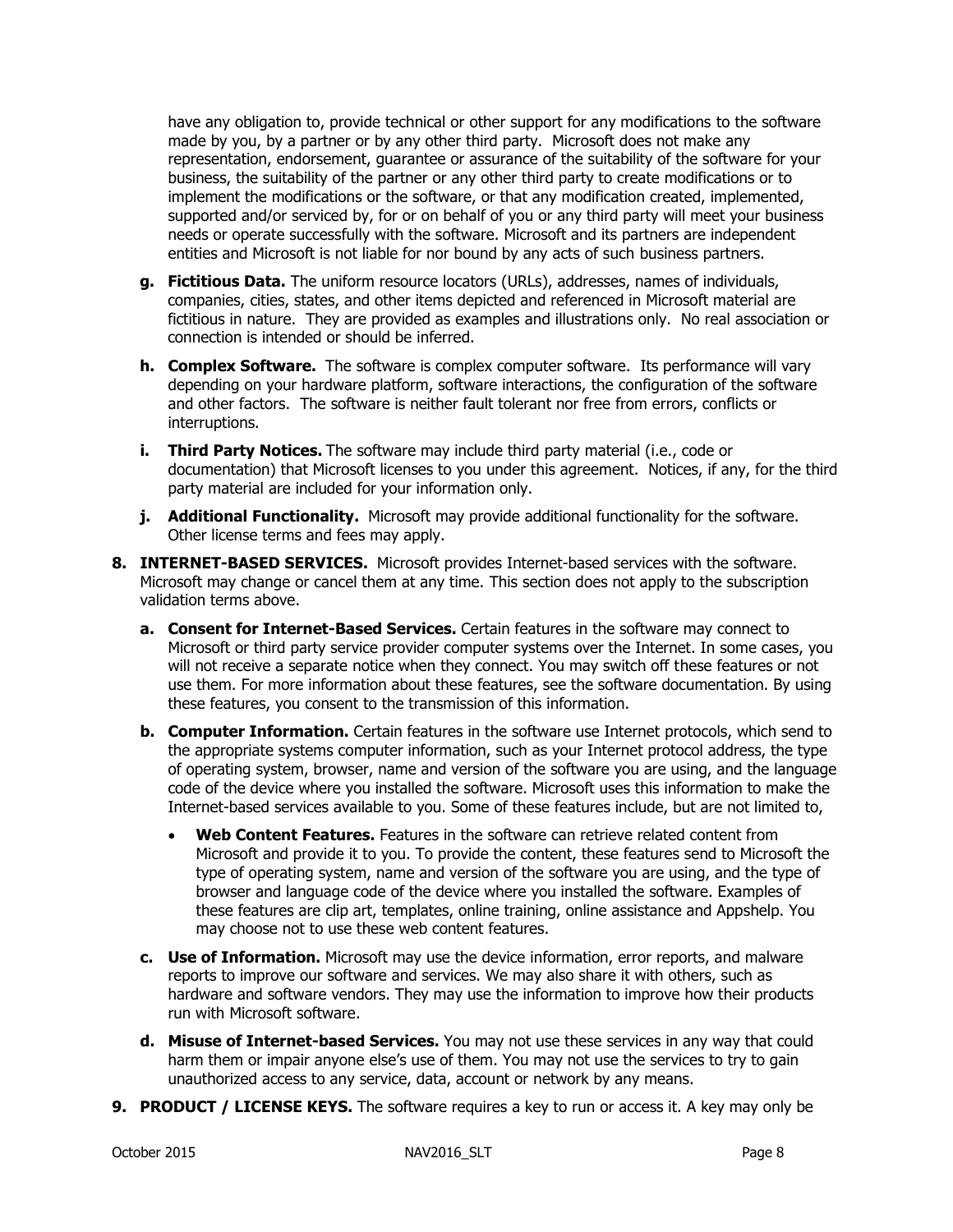have any obligation to, provide technical or other support for any modifications to the software made by you, by a partner or by any other third party. Microsoft does not make any representation, endorsement, guarantee or assurance of the suitability of the software for your business, the suitability of the partner or any other third party to create modifications or to implement the modifications or the software, or that any modification created, implemented, supported and/or serviced by, for or on behalf of you or any third party will meet your business needs or operate successfully with the software. Microsoft and its partners are independent entities and Microsoft is not liable for nor bound by any acts of such business partners.

g. **Fictitious Data.** The uniform resource locators (URLs), addresses, names of individuals, companies, cities, states, and other items depicted and referenced in Microsoft material are fictitious in nature. They are provided as examples and illustrations only. No real association or connection is intended or should be inferred.

h. **Complex Software.** The software is complex computer software. Its performance will vary depending on your hardware platform, software interactions, the configuration of the software and other factors. The software is neither fault tolerant nor free from errors, conflicts or interruptions.

i. **Third Party Notices.** The software may include third party material (i.e., code or documentation) that Microsoft licenses to you under this agreement. Notices, if any, for the third party material are included for your information only.

j. **Additional Functionality.** Microsoft may provide additional functionality for the software. Other license terms and fees may apply.

8. **INTERNET-BASED SERVICES.** Microsoft provides Internet-based services with the software. Microsoft may change or cancel them at any time. This section does not apply to the subscription validation terms above.

   a. **Consent for Internet-Based Services.** Certain features in the software may connect to Microsoft or third party service provider computer systems over the Internet. In some cases, you will not receive a separate notice when they connect. You may switch off these features or not use them. For more information about these features, see the software documentation. By using these features, you consent to the transmission of this information.

   b. **Computer Information.** Certain features in the software use Internet protocols, which send to the appropriate systems computer information, such as your Internet protocol address, the type of operating system, browser, name and version of the software you are using, and the language code of the device where you installed the software. Microsoft uses this information to make the Internet-based services available to you. Some of these features include, but are not limited to,

      - **Web Content Features.** Features in the software can retrieve related content from Microsoft and provide it to you. To provide the content, these features send to Microsoft the type of operating system, name and version of the software you are using, and the type of browser and language code of the device where you installed the software. Examples of these features are clip art, templates, online training, online assistance and Appshelp. You may choose not to use these web content features.

   c. **Use of Information.** Microsoft may use the device information, error reports, and malware reports to improve our software and services. We may also share it with others, such as hardware and software vendors. They may use the information to improve how their products run with Microsoft software.

   d. **Misuse of Internet-based Services.** You may not use these services in any way that could harm them or impair anyone else's use of them. You may not use the services to try to gain unauthorized access to any service, data, account or network by any means.

9. **PRODUCT / LICENSE KEYS.** The software requires a key to run or access it. A key may only be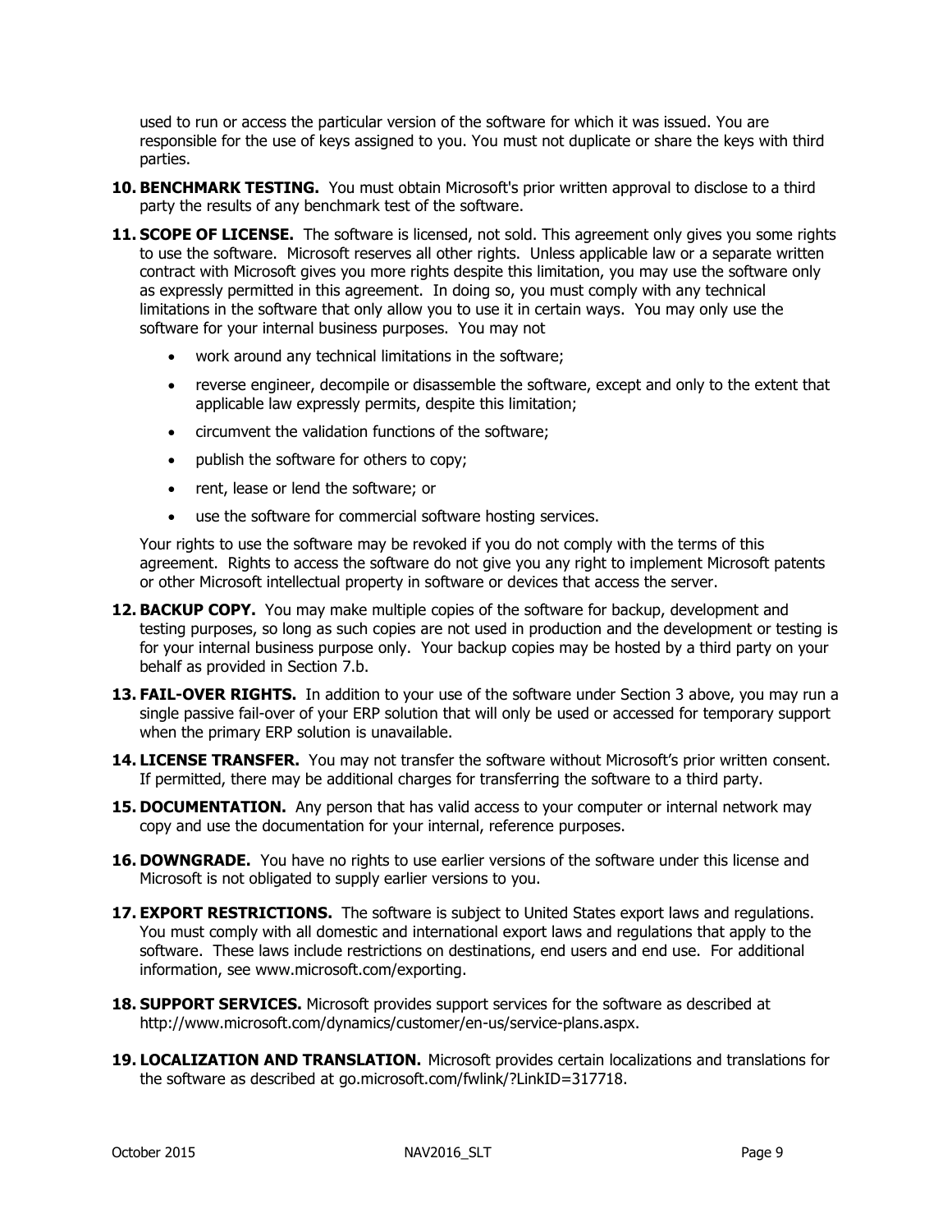used to run or access the particular version of the software for which it was issued. You are responsible for the use of keys assigned to you. You must not duplicate or share the keys with third parties.

10. **BENCHMARK TESTING.** You must obtain Microsoft's prior written approval to disclose to a third party the results of any benchmark test of the software.

11. **SCOPE OF LICENSE.** The software is licensed, not sold. This agreement only gives you some rights to use the software. Microsoft reserves all other rights. Unless applicable law or a separate written contract with Microsoft gives you more rights despite this limitation, you may use the software only as expressly permitted in this agreement. In doing so, you must comply with any technical limitations in the software that only allow you to use it in certain ways. You may only use the software for your internal business purposes. You may not

    - work around any technical limitations in the software;
    - reverse engineer, decompile or disassemble the software, except and only to the extent that applicable law expressly permits, despite this limitation;
    - circumvent the validation functions of the software;
    - publish the software for others to copy;
    - rent, lease or lend the software; or
    - use the software for commercial software hosting services.

    Your rights to use the software may be revoked if you do not comply with the terms of this agreement. Rights to access the software do not give you any right to implement Microsoft patents or other Microsoft intellectual property in software or devices that access the server.

12. **BACKUP COPY.** You may make multiple copies of the software for backup, development and testing purposes, so long as such copies are not used in production and the development or testing is for your internal business purpose only. Your backup copies may be hosted by a third party on your behalf as provided in Section 7.b.

13. **FAIL-OVER RIGHTS.** In addition to your use of the software under Section 3 above, you may run a single passive fail-over of your ERP solution that will only be used or accessed for temporary support when the primary ERP solution is unavailable.

14. **LICENSE TRANSFER.** You may not transfer the software without Microsoft's prior written consent. If permitted, there may be additional charges for transferring the software to a third party.

15. **DOCUMENTATION.** Any person that has valid access to your computer or internal network may copy and use the documentation for your internal, reference purposes.

16. **DOWNGRADE.** You have no rights to use earlier versions of the software under this license and Microsoft is not obligated to supply earlier versions to you.

17. **EXPORT RESTRICTIONS.** The software is subject to United States export laws and regulations. You must comply with all domestic and international export laws and regulations that apply to the software. These laws include restrictions on destinations, end users and end use. For additional information, see www.microsoft.com/exporting.

18. **SUPPORT SERVICES.** Microsoft provides support services for the software as described at http://www.microsoft.com/dynamics/customer/en-us/service-plans.aspx.

19. **LOCALIZATION AND TRANSLATION.** Microsoft provides certain localizations and translations for the software as described at go.microsoft.com/fwlink/?LinkID=317718.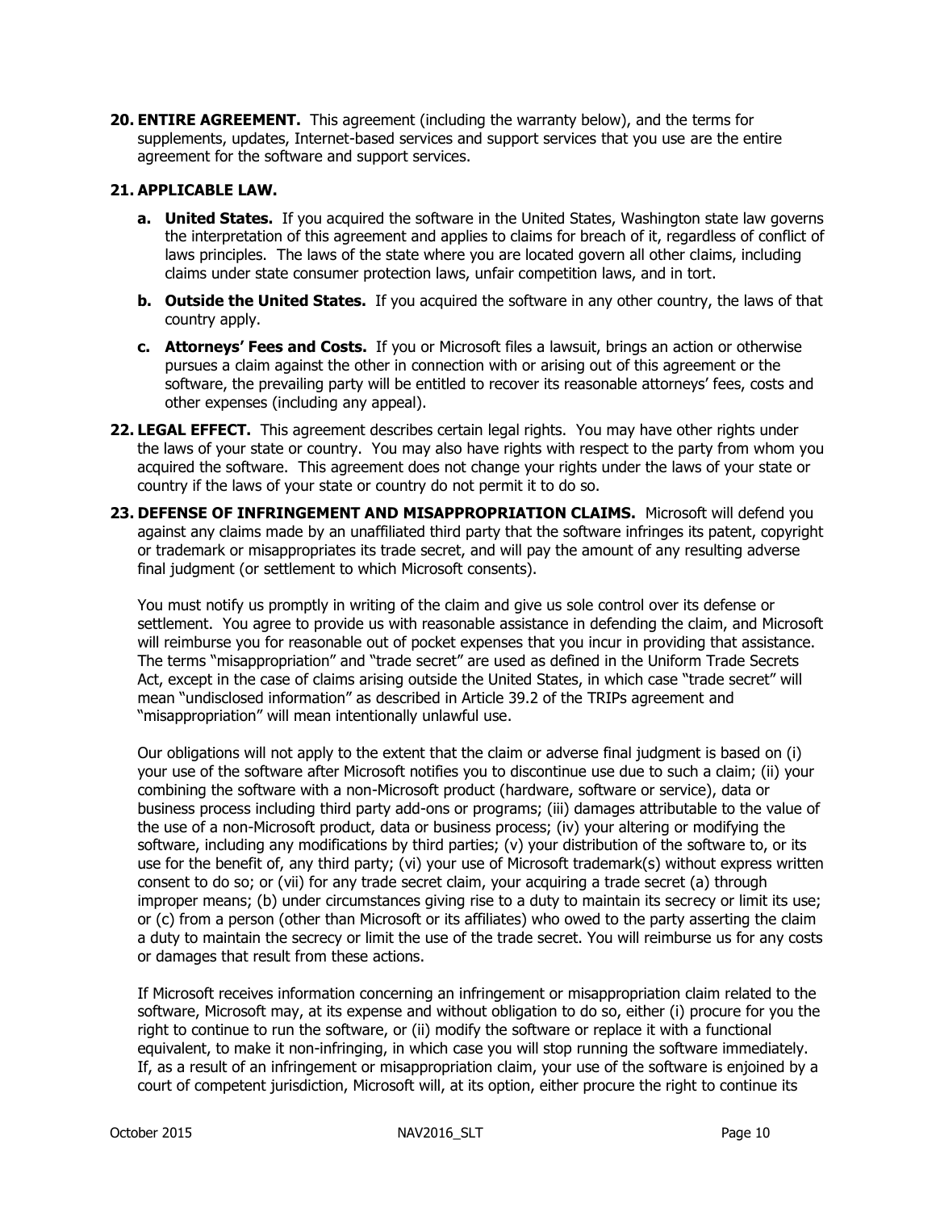**20. ENTIRE AGREEMENT.** This agreement (including the warranty below), and the terms for supplements, updates, Internet-based services and support services that you use are the entire agreement for the software and support services.

**21. APPLICABLE LAW.**

- **a. United States.** If you acquired the software in the United States, Washington state law governs the interpretation of this agreement and applies to claims for breach of it, regardless of conflict of laws principles. The laws of the state where you are located govern all other claims, including claims under state consumer protection laws, unfair competition laws, and in tort.
- **b. Outside the United States.** If you acquired the software in any other country, the laws of that country apply.
- **c. Attorneys' Fees and Costs.** If you or Microsoft files a lawsuit, brings an action or otherwise pursues a claim against the other in connection with or arising out of this agreement or the software, the prevailing party will be entitled to recover its reasonable attorneys' fees, costs and other expenses (including any appeal).

**22. LEGAL EFFECT.** This agreement describes certain legal rights. You may have other rights under the laws of your state or country. You may also have rights with respect to the party from whom you acquired the software. This agreement does not change your rights under the laws of your state or country if the laws of your state or country do not permit it to do so.

**23. DEFENSE OF INFRINGEMENT AND MISAPPROPRIATION CLAIMS.** Microsoft will defend you against any claims made by an unaffiliated third party that the software infringes its patent, copyright or trademark or misappropriates its trade secret, and will pay the amount of any resulting adverse final judgment (or settlement to which Microsoft consents).

You must notify us promptly in writing of the claim and give us sole control over its defense or settlement. You agree to provide us with reasonable assistance in defending the claim, and Microsoft will reimburse you for reasonable out of pocket expenses that you incur in providing that assistance. The terms "misappropriation" and "trade secret" are used as defined in the Uniform Trade Secrets Act, except in the case of claims arising outside the United States, in which case "trade secret" will mean "undisclosed information" as described in Article 39.2 of the TRIPs agreement and "misappropriation" will mean intentionally unlawful use.

Our obligations will not apply to the extent that the claim or adverse final judgment is based on (i) your use of the software after Microsoft notifies you to discontinue use due to such a claim; (ii) your combining the software with a non-Microsoft product (hardware, software or service), data or business process including third party add-ons or programs; (iii) damages attributable to the value of the use of a non-Microsoft product, data or business process; (iv) your altering or modifying the software, including any modifications by third parties; (v) your distribution of the software to, or its use for the benefit of, any third party; (vi) your use of Microsoft trademark(s) without express written consent to do so; or (vii) for any trade secret claim, your acquiring a trade secret (a) through improper means; (b) under circumstances giving rise to a duty to maintain its secrecy or limit its use; or (c) from a person (other than Microsoft or its affiliates) who owed to the party asserting the claim a duty to maintain the secrecy or limit the use of the trade secret. You will reimburse us for any costs or damages that result from these actions.

If Microsoft receives information concerning an infringement or misappropriation claim related to the software, Microsoft may, at its expense and without obligation to do so, either (i) procure for you the right to continue to run the software, or (ii) modify the software or replace it with a functional equivalent, to make it non-infringing, in which case you will stop running the software immediately. If, as a result of an infringement or misappropriation claim, your use of the software is enjoined by a court of competent jurisdiction, Microsoft will, at its option, either procure the right to continue its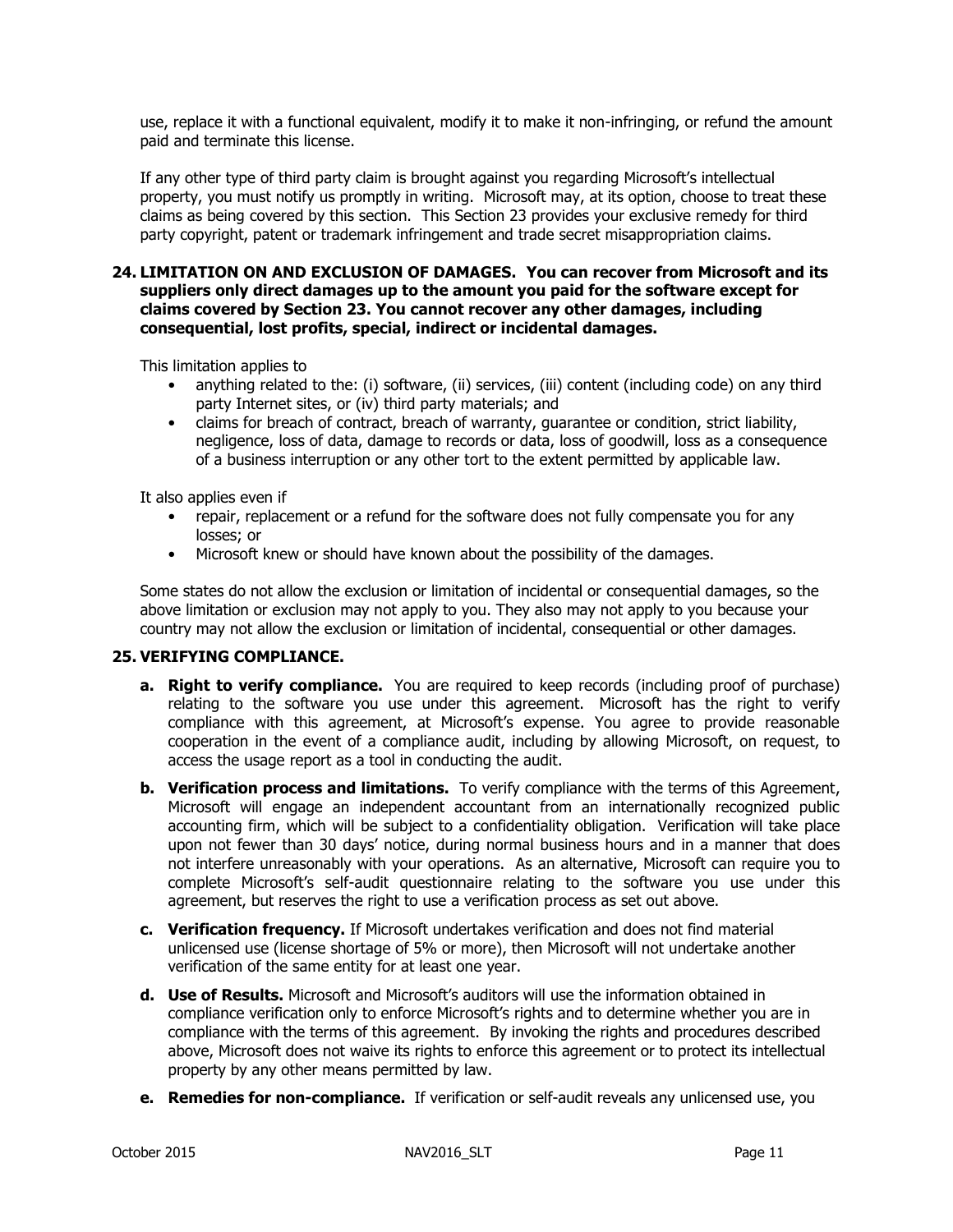use, replace it with a functional equivalent, modify it to make it non-infringing, or refund the amount paid and terminate this license.

If any other type of third party claim is brought against you regarding Microsoft's intellectual property, you must notify us promptly in writing. Microsoft may, at its option, choose to treat these claims as being covered by this section. This Section 23 provides your exclusive remedy for third party copyright, patent or trademark infringement and trade secret misappropriation claims.

**24. LIMITATION ON AND EXCLUSION OF DAMAGES. You can recover from Microsoft and its suppliers only direct damages up to the amount you paid for the software except for claims covered by Section 23. You cannot recover any other damages, including consequential, lost profits, special, indirect or incidental damages.**

This limitation applies to

- anything related to the: (i) software, (ii) services, (iii) content (including code) on any third party Internet sites, or (iv) third party materials; and
- claims for breach of contract, breach of warranty, guarantee or condition, strict liability, negligence, loss of data, damage to records or data, loss of goodwill, loss as a consequence of a business interruption or any other tort to the extent permitted by applicable law.

It also applies even if

- repair, replacement or a refund for the software does not fully compensate you for any losses; or
- Microsoft knew or should have known about the possibility of the damages.

Some states do not allow the exclusion or limitation of incidental or consequential damages, so the above limitation or exclusion may not apply to you. They also may not apply to you because your country may not allow the exclusion or limitation of incidental, consequential or other damages.

**25. VERIFYING COMPLIANCE.**

**a. Right to verify compliance.** You are required to keep records (including proof of purchase) relating to the software you use under this agreement. Microsoft has the right to verify compliance with this agreement, at Microsoft's expense. You agree to provide reasonable cooperation in the event of a compliance audit, including by allowing Microsoft, on request, to access the usage report as a tool in conducting the audit.

**b. Verification process and limitations.** To verify compliance with the terms of this Agreement, Microsoft will engage an independent accountant from an internationally recognized public accounting firm, which will be subject to a confidentiality obligation. Verification will take place upon not fewer than 30 days' notice, during normal business hours and in a manner that does not interfere unreasonably with your operations. As an alternative, Microsoft can require you to complete Microsoft's self-audit questionnaire relating to the software you use under this agreement, but reserves the right to use a verification process as set out above.

**c. Verification frequency.** If Microsoft undertakes verification and does not find material unlicensed use (license shortage of 5% or more), then Microsoft will not undertake another verification of the same entity for at least one year.

**d. Use of Results.** Microsoft and Microsoft's auditors will use the information obtained in compliance verification only to enforce Microsoft's rights and to determine whether you are in compliance with the terms of this agreement. By invoking the rights and procedures described above, Microsoft does not waive its rights to enforce this agreement or to protect its intellectual property by any other means permitted by law.

**e. Remedies for non-compliance.** If verification or self-audit reveals any unlicensed use, you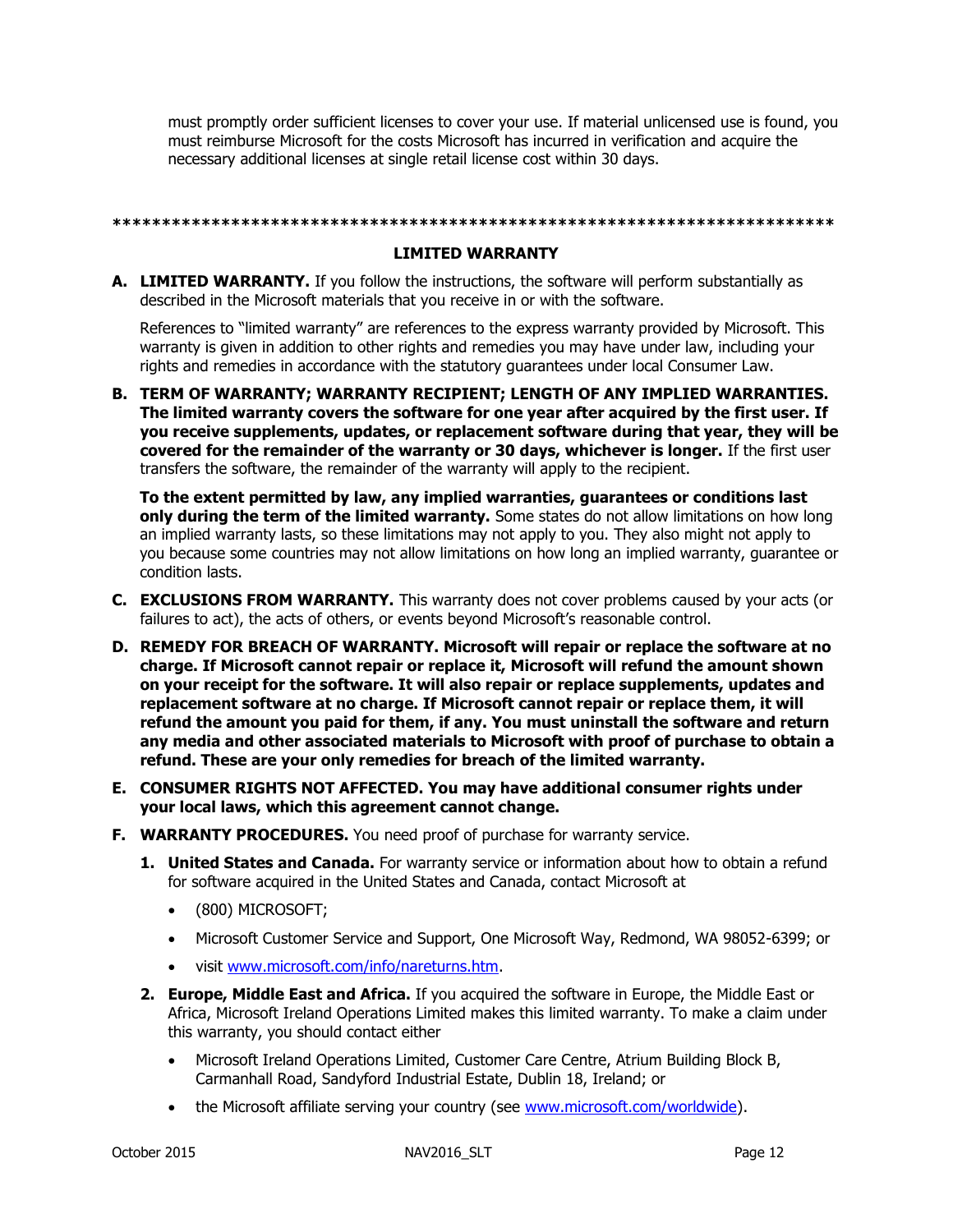must promptly order sufficient licenses to cover your use. If material unlicensed use is found, you must reimburse Microsoft for the costs Microsoft has incurred in verification and acquire the necessary additional licenses at single retail license cost within 30 days.

***************************************************************************

## LIMITED WARRANTY

**A. LIMITED WARRANTY.** If you follow the instructions, the software will perform substantially as described in the Microsoft materials that you receive in or with the software.

References to "limited warranty" are references to the express warranty provided by Microsoft. This warranty is given in addition to other rights and remedies you may have under law, including your rights and remedies in accordance with the statutory guarantees under local Consumer Law.

**B. TERM OF WARRANTY; WARRANTY RECIPIENT; LENGTH OF ANY IMPLIED WARRANTIES. The limited warranty covers the software for one year after acquired by the first user. If you receive supplements, updates, or replacement software during that year, they will be covered for the remainder of the warranty or 30 days, whichever is longer.** If the first user transfers the software, the remainder of the warranty will apply to the recipient.

**To the extent permitted by law, any implied warranties, guarantees or conditions last only during the term of the limited warranty.** Some states do not allow limitations on how long an implied warranty lasts, so these limitations may not apply to you. They also might not apply to you because some countries may not allow limitations on how long an implied warranty, guarantee or condition lasts.

**C. EXCLUSIONS FROM WARRANTY.** This warranty does not cover problems caused by your acts (or failures to act), the acts of others, or events beyond Microsoft's reasonable control.

**D. REMEDY FOR BREACH OF WARRANTY. Microsoft will repair or replace the software at no charge. If Microsoft cannot repair or replace it, Microsoft will refund the amount shown on your receipt for the software. It will also repair or replace supplements, updates and replacement software at no charge. If Microsoft cannot repair or replace them, it will refund the amount you paid for them, if any. You must uninstall the software and return any media and other associated materials to Microsoft with proof of purchase to obtain a refund. These are your only remedies for breach of the limited warranty.**

**E. CONSUMER RIGHTS NOT AFFECTED. You may have additional consumer rights under your local laws, which this agreement cannot change.**

**F. WARRANTY PROCEDURES.** You need proof of purchase for warranty service.

1. **United States and Canada.** For warranty service or information about how to obtain a refund for software acquired in the United States and Canada, contact Microsoft at
   - (800) MICROSOFT;
   - Microsoft Customer Service and Support, One Microsoft Way, Redmond, WA 98052-6399; or
   - visit www.microsoft.com/info/nareturns.htm.
2. **Europe, Middle East and Africa.** If you acquired the software in Europe, the Middle East or Africa, Microsoft Ireland Operations Limited makes this limited warranty. To make a claim under this warranty, you should contact either
   - Microsoft Ireland Operations Limited, Customer Care Centre, Atrium Building Block B, Carmanhall Road, Sandyford Industrial Estate, Dublin 18, Ireland; or
   - the Microsoft affiliate serving your country (see www.microsoft.com/worldwide).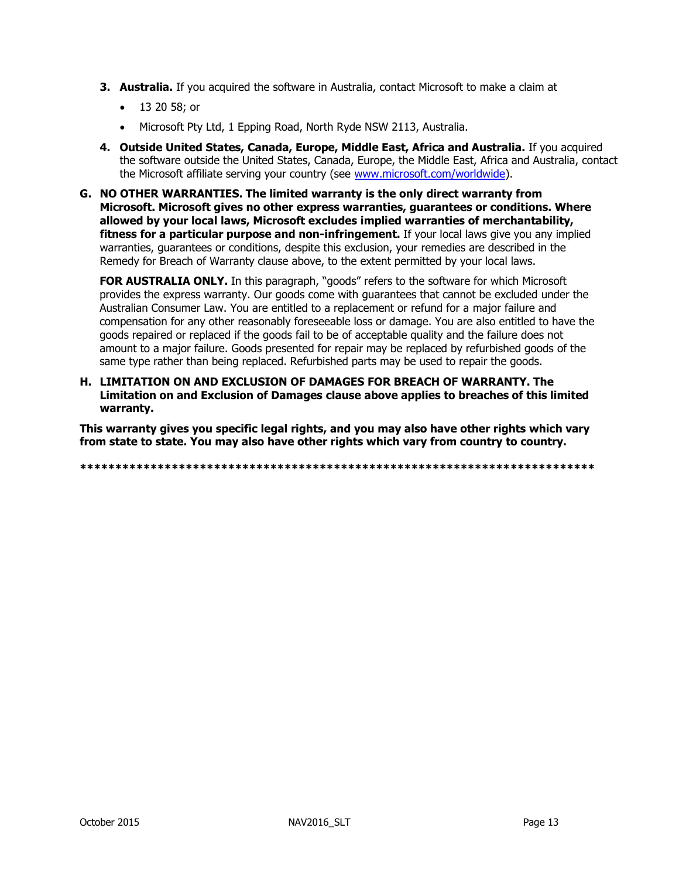3. **Australia.** If you acquired the software in Australia, contact Microsoft to make a claim at
   - 13 20 58; or
   - Microsoft Pty Ltd, 1 Epping Road, North Ryde NSW 2113, Australia.
4. **Outside United States, Canada, Europe, Middle East, Africa and Australia.** If you acquired the software outside the United States, Canada, Europe, the Middle East, Africa and Australia, contact the Microsoft affiliate serving your country (see [www.microsoft.com/worldwide](www.microsoft.com/worldwide)).

**G. NO OTHER WARRANTIES. The limited warranty is the only direct warranty from Microsoft. Microsoft gives no other express warranties, guarantees or conditions. Where allowed by your local laws, Microsoft excludes implied warranties of merchantability, fitness for a particular purpose and non-infringement.** If your local laws give you any implied warranties, guarantees or conditions, despite this exclusion, your remedies are described in the Remedy for Breach of Warranty clause above, to the extent permitted by your local laws.

**FOR AUSTRALIA ONLY.** In this paragraph, "goods" refers to the software for which Microsoft provides the express warranty. Our goods come with guarantees that cannot be excluded under the Australian Consumer Law. You are entitled to a replacement or refund for a major failure and compensation for any other reasonably foreseeable loss or damage. You are also entitled to have the goods repaired or replaced if the goods fail to be of acceptable quality and the failure does not amount to a major failure. Goods presented for repair may be replaced by refurbished goods of the same type rather than being replaced. Refurbished parts may be used to repair the goods.

**H. LIMITATION ON AND EXCLUSION OF DAMAGES FOR BREACH OF WARRANTY. The Limitation on and Exclusion of Damages clause above applies to breaches of this limited warranty.**

**This warranty gives you specific legal rights, and you may also have other rights which vary from state to state. You may also have other rights which vary from country to country.**

**************************************************************************